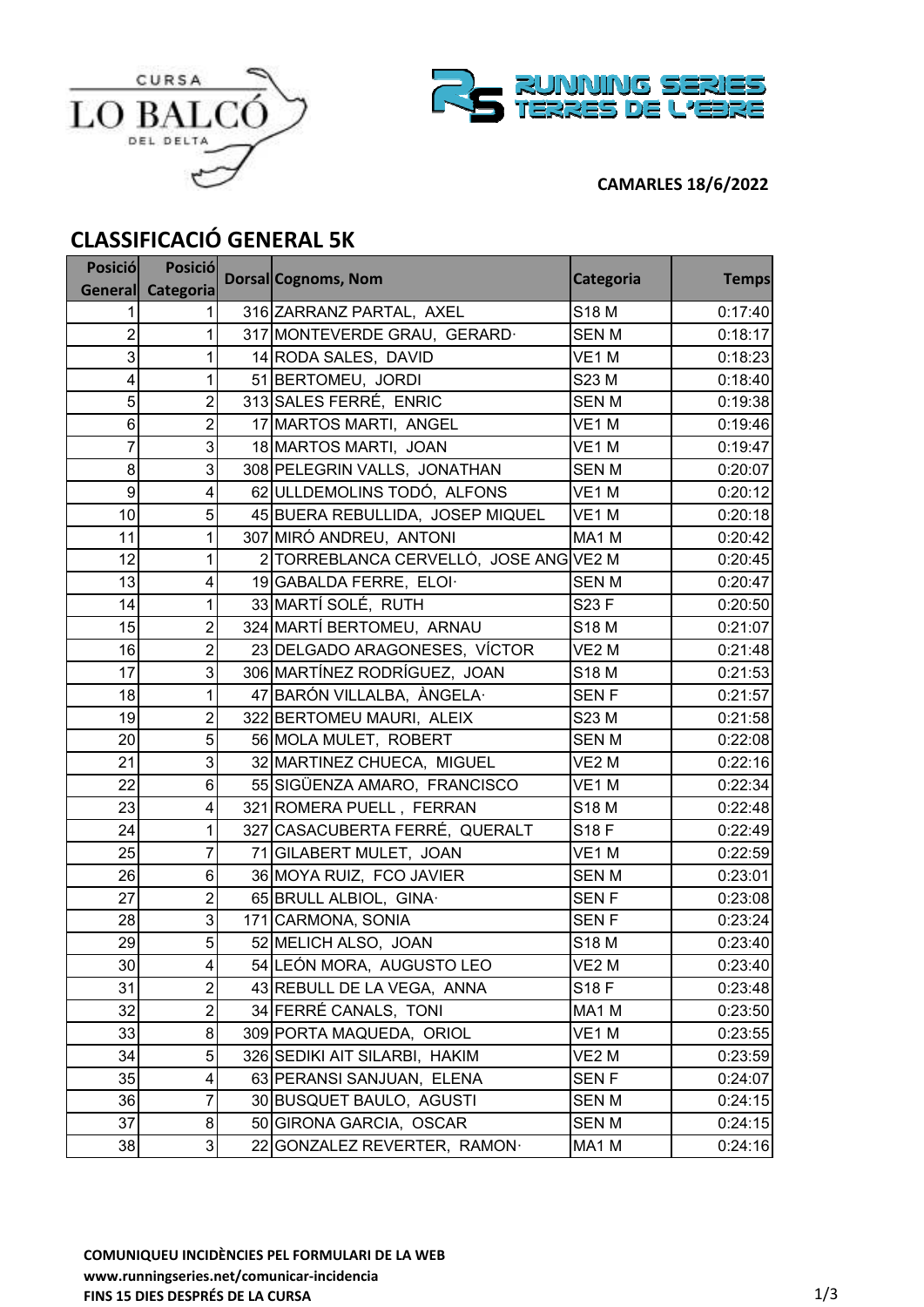CURSA LO BALCÓ DEL DELTA

RUNNING SERIES TERRES DE L'EBRE

**CAMARLES 18/6/2022**

## CLASSIFICACIÓ GENERAL 5K

| Posició General | Posició Categoria | Dorsal | Cognoms, Nom | Categoria | Temps |
|---|---|---|---|---|---|
| 1 | 1 | 316 | ZARRANZ PARTAL, AXEL | S18 M | 0:17:40 |
| 2 | 1 | 317 | MONTEVERDE GRAU, GERARD· | SEN M | 0:18:17 |
| 3 | 1 | 14 | RODA SALES, DAVID | VE1 M | 0:18:23 |
| 4 | 1 | 51 | BERTOMEU, JORDI | S23 M | 0:18:40 |
| 5 | 2 | 313 | SALES FERRÉ, ENRIC | SEN M | 0:19:38 |
| 6 | 2 | 17 | MARTOS MARTI, ANGEL | VE1 M | 0:19:46 |
| 7 | 3 | 18 | MARTOS MARTI, JOAN | VE1 M | 0:19:47 |
| 8 | 3 | 308 | PELEGRIN VALLS, JONATHAN | SEN M | 0:20:07 |
| 9 | 4 | 62 | ULLDEMOLINS TODÓ, ALFONS | VE1 M | 0:20:12 |
| 10 | 5 | 45 | BUERA REBULLIDA, JOSEP MIQUEL | VE1 M | 0:20:18 |
| 11 | 1 | 307 | MIRÓ ANDREU, ANTONI | MA1 M | 0:20:42 |
| 12 | 1 | 2 | TORREBLANCA CERVELLÓ, JOSE ANG | VE2 M | 0:20:45 |
| 13 | 4 | 19 | GABALDA FERRE, ELOI· | SEN M | 0:20:47 |
| 14 | 1 | 33 | MARTÍ SOLÉ, RUTH | S23 F | 0:20:50 |
| 15 | 2 | 324 | MARTÍ BERTOMEU, ARNAU | S18 M | 0:21:07 |
| 16 | 2 | 23 | DELGADO ARAGONESES, VÍCTOR | VE2 M | 0:21:48 |
| 17 | 3 | 306 | MARTÍNEZ RODRÍGUEZ, JOAN | S18 M | 0:21:53 |
| 18 | 1 | 47 | BARÓN VILLALBA, ÀNGELA· | SEN F | 0:21:57 |
| 19 | 2 | 322 | BERTOMEU MAURI, ALEIX | S23 M | 0:21:58 |
| 20 | 5 | 56 | MOLA MULET, ROBERT | SEN M | 0:22:08 |
| 21 | 3 | 32 | MARTINEZ CHUECA, MIGUEL | VE2 M | 0:22:16 |
| 22 | 6 | 55 | SIGÜENZA AMARO, FRANCISCO | VE1 M | 0:22:34 |
| 23 | 4 | 321 | ROMERA PUELL , FERRAN | S18 M | 0:22:48 |
| 24 | 1 | 327 | CASACUBERTA FERRÉ, QUERALT | S18 F | 0:22:49 |
| 25 | 7 | 71 | GILABERT MULET, JOAN | VE1 M | 0:22:59 |
| 26 | 6 | 36 | MOYA RUIZ, FCO JAVIER | SEN M | 0:23:01 |
| 27 | 2 | 65 | BRULL ALBIOL, GINA· | SEN F | 0:23:08 |
| 28 | 3 | 171 | CARMONA, SONIA | SEN F | 0:23:24 |
| 29 | 5 | 52 | MELICH ALSO, JOAN | S18 M | 0:23:40 |
| 30 | 4 | 54 | LEÓN MORA, AUGUSTO LEO | VE2 M | 0:23:40 |
| 31 | 2 | 43 | REBULL DE LA VEGA, ANNA | S18 F | 0:23:48 |
| 32 | 2 | 34 | FERRÉ CANALS, TONI | MA1 M | 0:23:50 |
| 33 | 8 | 309 | PORTA MAQUEDA, ORIOL | VE1 M | 0:23:55 |
| 34 | 5 | 326 | SEDIKI AIT SILARBI, HAKIM | VE2 M | 0:23:59 |
| 35 | 4 | 63 | PERANSI SANJUAN, ELENA | SEN F | 0:24:07 |
| 36 | 7 | 30 | BUSQUET BAULO, AGUSTI | SEN M | 0:24:15 |
| 37 | 8 | 50 | GIRONA GARCIA, OSCAR | SEN M | 0:24:15 |
| 38 | 3 | 22 | GONZALEZ REVERTER, RAMON· | MA1 M | 0:24:16 |

**COMUNIQUEU INCIDÈNCIES PEL FORMULARI DE LA WEB**
**www.runningseries.net/comunicar-incidencia**
**FINS 15 DIES DESPRÉS DE LA CURSA**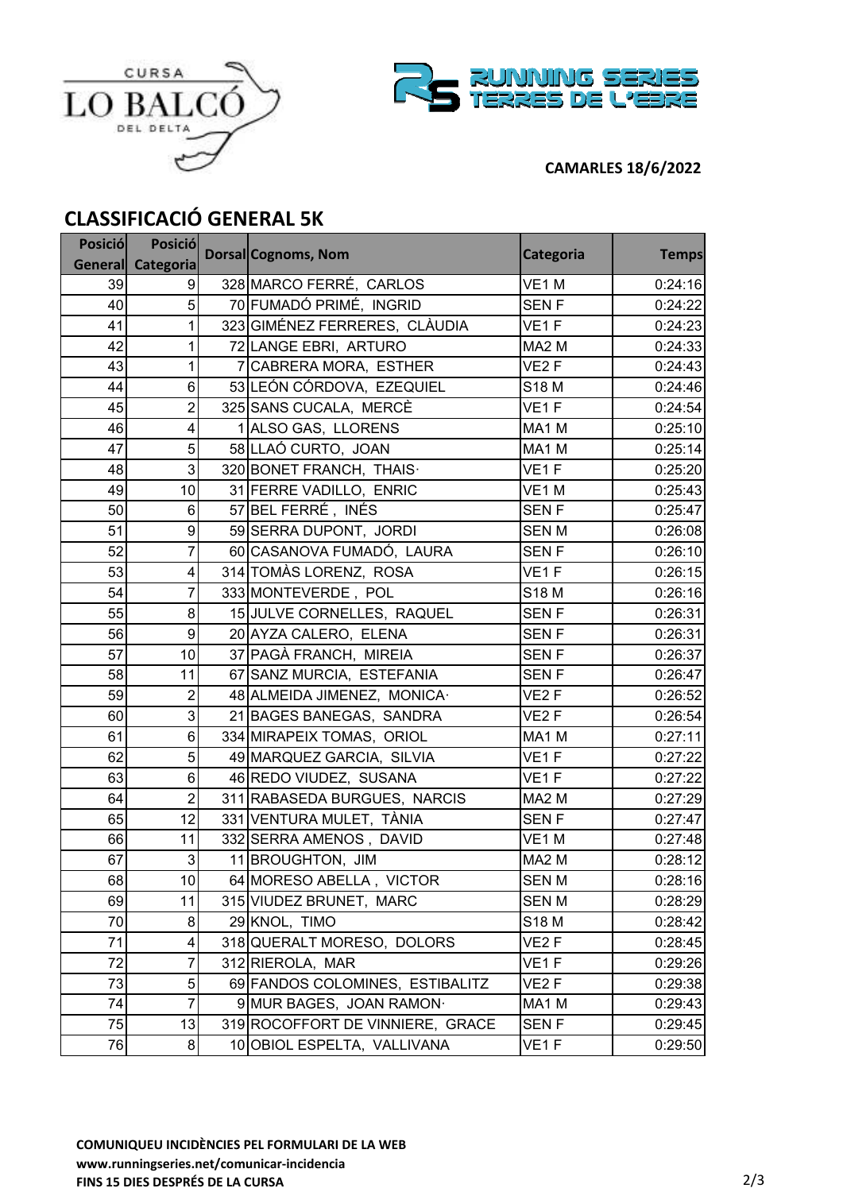CURSA LO BALCÓ DEL DELTA

RUNNING SERIES TERRES DE L'EBRE

**CAMARLES 18/6/2022**

## CLASSIFICACIÓ GENERAL 5K

| Posició General | Posició Categoria | Dorsal | Cognoms, Nom | Categoria | Temps |
|---|---|---|---|---|---|
| 39 | 9 | 328 | MARCO FERRÉ, CARLOS | VE1 M | 0:24:16 |
| 40 | 5 | 70 | FUMADÓ PRIMÉ, INGRID | SEN F | 0:24:22 |
| 41 | 1 | 323 | GIMÉNEZ FERRERES, CLÀUDIA | VE1 F | 0:24:23 |
| 42 | 1 | 72 | LANGE EBRI, ARTURO | MA2 M | 0:24:33 |
| 43 | 1 | 7 | CABRERA MORA, ESTHER | VE2 F | 0:24:43 |
| 44 | 6 | 53 | LEÓN CÓRDOVA, EZEQUIEL | S18 M | 0:24:46 |
| 45 | 2 | 325 | SANS CUCALA, MERCÈ | VE1 F | 0:24:54 |
| 46 | 4 | 1 | ALSO GAS, LLORENS | MA1 M | 0:25:10 |
| 47 | 5 | 58 | LLAÓ CURTO, JOAN | MA1 M | 0:25:14 |
| 48 | 3 | 320 | BONET FRANCH, THAIS· | VE1 F | 0:25:20 |
| 49 | 10 | 31 | FERRE VADILLO, ENRIC | VE1 M | 0:25:43 |
| 50 | 6 | 57 | BEL FERRÉ , INÉS | SEN F | 0:25:47 |
| 51 | 9 | 59 | SERRA DUPONT, JORDI | SEN M | 0:26:08 |
| 52 | 7 | 60 | CASANOVA FUMADÓ, LAURA | SEN F | 0:26:10 |
| 53 | 4 | 314 | TOMÀS LORENZ, ROSA | VE1 F | 0:26:15 |
| 54 | 7 | 333 | MONTEVERDE , POL | S18 M | 0:26:16 |
| 55 | 8 | 15 | JULVE CORNELLES, RAQUEL | SEN F | 0:26:31 |
| 56 | 9 | 20 | AYZA CALERO, ELENA | SEN F | 0:26:31 |
| 57 | 10 | 37 | PAGÀ FRANCH, MIREIA | SEN F | 0:26:37 |
| 58 | 11 | 67 | SANZ MURCIA, ESTEFANIA | SEN F | 0:26:47 |
| 59 | 2 | 48 | ALMEIDA JIMENEZ, MONICA· | VE2 F | 0:26:52 |
| 60 | 3 | 21 | BAGES BANEGAS, SANDRA | VE2 F | 0:26:54 |
| 61 | 6 | 334 | MIRAPEIX TOMAS, ORIOL | MA1 M | 0:27:11 |
| 62 | 5 | 49 | MARQUEZ GARCIA, SILVIA | VE1 F | 0:27:22 |
| 63 | 6 | 46 | REDO VIUDEZ, SUSANA | VE1 F | 0:27:22 |
| 64 | 2 | 311 | RABASEDA BURGUES, NARCIS | MA2 M | 0:27:29 |
| 65 | 12 | 331 | VENTURA MULET, TÀNIA | SEN F | 0:27:47 |
| 66 | 11 | 332 | SERRA AMENOS , DAVID | VE1 M | 0:27:48 |
| 67 | 3 | 11 | BROUGHTON, JIM | MA2 M | 0:28:12 |
| 68 | 10 | 64 | MORESO ABELLA , VICTOR | SEN M | 0:28:16 |
| 69 | 11 | 315 | VIUDEZ BRUNET, MARC | SEN M | 0:28:29 |
| 70 | 8 | 29 | KNOL, TIMO | S18 M | 0:28:42 |
| 71 | 4 | 318 | QUERALT MORESO, DOLORS | VE2 F | 0:28:45 |
| 72 | 7 | 312 | RIEROLA, MAR | VE1 F | 0:29:26 |
| 73 | 5 | 69 | FANDOS COLOMINES, ESTIBALITZ | VE2 F | 0:29:38 |
| 74 | 7 | 9 | MUR BAGES, JOAN RAMON· | MA1 M | 0:29:43 |
| 75 | 13 | 319 | ROCOFFORT DE VINNIERE, GRACE | SEN F | 0:29:45 |
| 76 | 8 | 10 | OBIOL ESPELTA, VALLIVANA | VE1 F | 0:29:50 |

**COMUNIQUEU INCIDÈNCIES PEL FORMULARI DE LA WEB**
**www.runningseries.net/comunicar-incidencia**
**FINS 15 DIES DESPRÉS DE LA CURSA**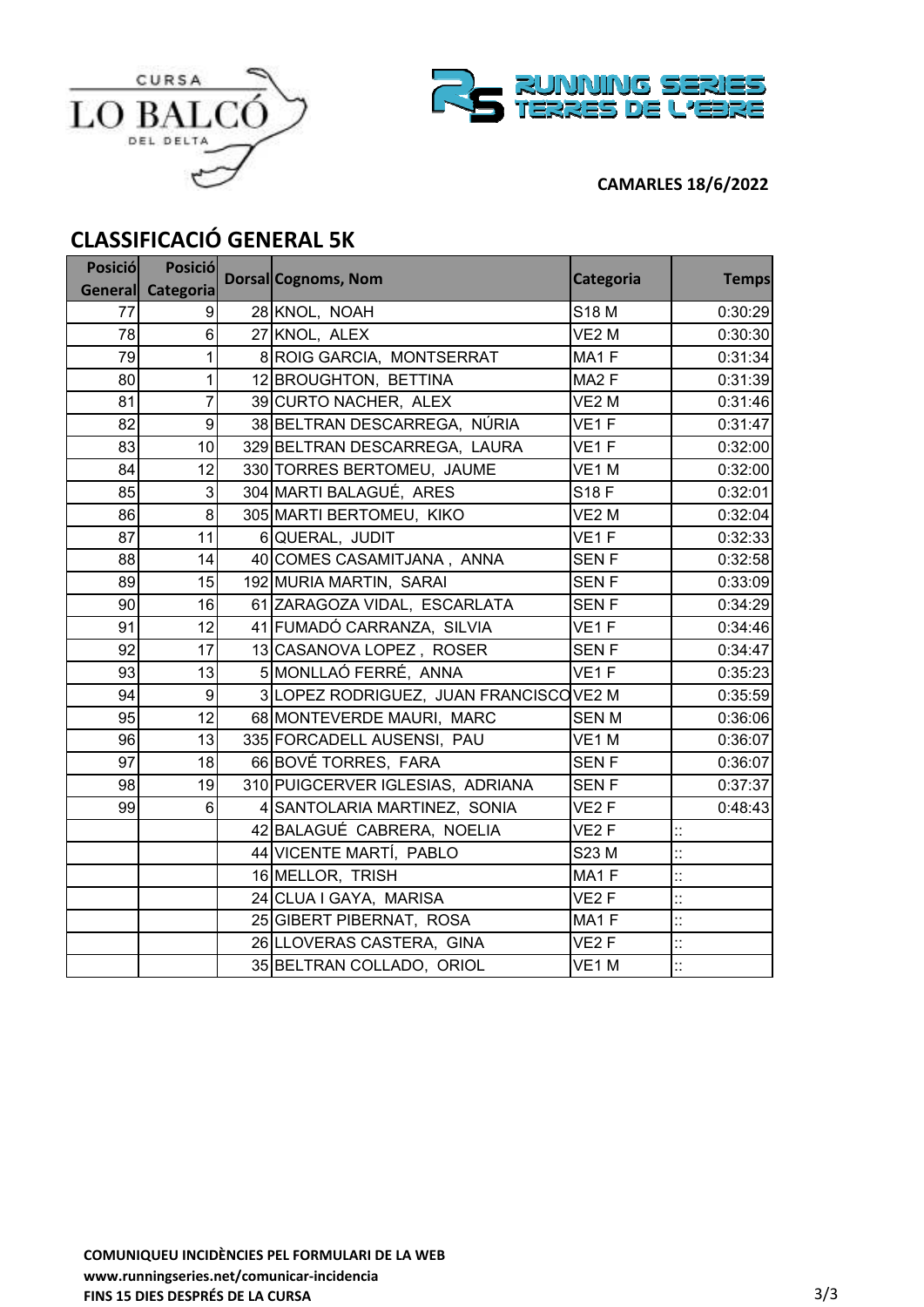CURSA LO BALCÓ DEL DELTA

RUNNING SERIES TERRES DE L'EBRE

**CAMARLES 18/6/2022**

## CLASSIFICACIÓ GENERAL 5K

| Posició General | Posició Categoria | Dorsal | Cognoms, Nom | Categoria | Temps |
|---|---|---|---|---|---|
| 77 | 9 | 28 | KNOL, NOAH | S18 M | 0:30:29 |
| 78 | 6 | 27 | KNOL, ALEX | VE2 M | 0:30:30 |
| 79 | 1 | 8 | ROIG GARCIA, MONTSERRAT | MA1 F | 0:31:34 |
| 80 | 1 | 12 | BROUGHTON, BETTINA | MA2 F | 0:31:39 |
| 81 | 7 | 39 | CURTO NACHER, ALEX | VE2 M | 0:31:46 |
| 82 | 9 | 38 | BELTRAN DESCARREGA, NÚRIA | VE1 F | 0:31:47 |
| 83 | 10 | 329 | BELTRAN DESCARREGA, LAURA | VE1 F | 0:32:00 |
| 84 | 12 | 330 | TORRES BERTOMEU, JAUME | VE1 M | 0:32:00 |
| 85 | 3 | 304 | MARTI BALAGUÉ, ARES | S18 F | 0:32:01 |
| 86 | 8 | 305 | MARTI BERTOMEU, KIKO | VE2 M | 0:32:04 |
| 87 | 11 | 6 | QUERAL, JUDIT | VE1 F | 0:32:33 |
| 88 | 14 | 40 | COMES CASAMITJANA , ANNA | SEN F | 0:32:58 |
| 89 | 15 | 192 | MURIA MARTIN, SARAI | SEN F | 0:33:09 |
| 90 | 16 | 61 | ZARAGOZA VIDAL, ESCARLATA | SEN F | 0:34:29 |
| 91 | 12 | 41 | FUMADÓ CARRANZA, SILVIA | VE1 F | 0:34:46 |
| 92 | 17 | 13 | CASANOVA LOPEZ , ROSER | SEN F | 0:34:47 |
| 93 | 13 | 5 | MONLLAÓ FERRÉ, ANNA | VE1 F | 0:35:23 |
| 94 | 9 | 3 | LOPEZ RODRIGUEZ, JUAN FRANCISCO | VE2 M | 0:35:59 |
| 95 | 12 | 68 | MONTEVERDE MAURI, MARC | SEN M | 0:36:06 |
| 96 | 13 | 335 | FORCADELL AUSENSI, PAU | VE1 M | 0:36:07 |
| 97 | 18 | 66 | BOVÉ TORRES, FARA | SEN F | 0:36:07 |
| 98 | 19 | 310 | PUIGCERVER IGLESIAS, ADRIANA | SEN F | 0:37:37 |
| 99 | 6 | 4 | SANTOLARIA MARTINEZ, SONIA | VE2 F | 0:48:43 |
| | | 42 | BALAGUÉ CABRERA, NOELIA | VE2 F | :: |
| | | 44 | VICENTE MARTÍ, PABLO | S23 M | :: |
| | | 16 | MELLOR, TRISH | MA1 F | :: |
| | | 24 | CLUA I GAYA, MARISA | VE2 F | :: |
| | | 25 | GIBERT PIBERNAT, ROSA | MA1 F | :: |
| | | 26 | LLOVERAS CASTERA, GINA | VE2 F | :: |
| | | 35 | BELTRAN COLLADO, ORIOL | VE1 M | :: |

**COMUNIQUEU INCIDÈNCIES PEL FORMULARI DE LA WEB**
**www.runningseries.net/comunicar-incidencia**
**FINS 15 DIES DESPRÉS DE LA CURSA**